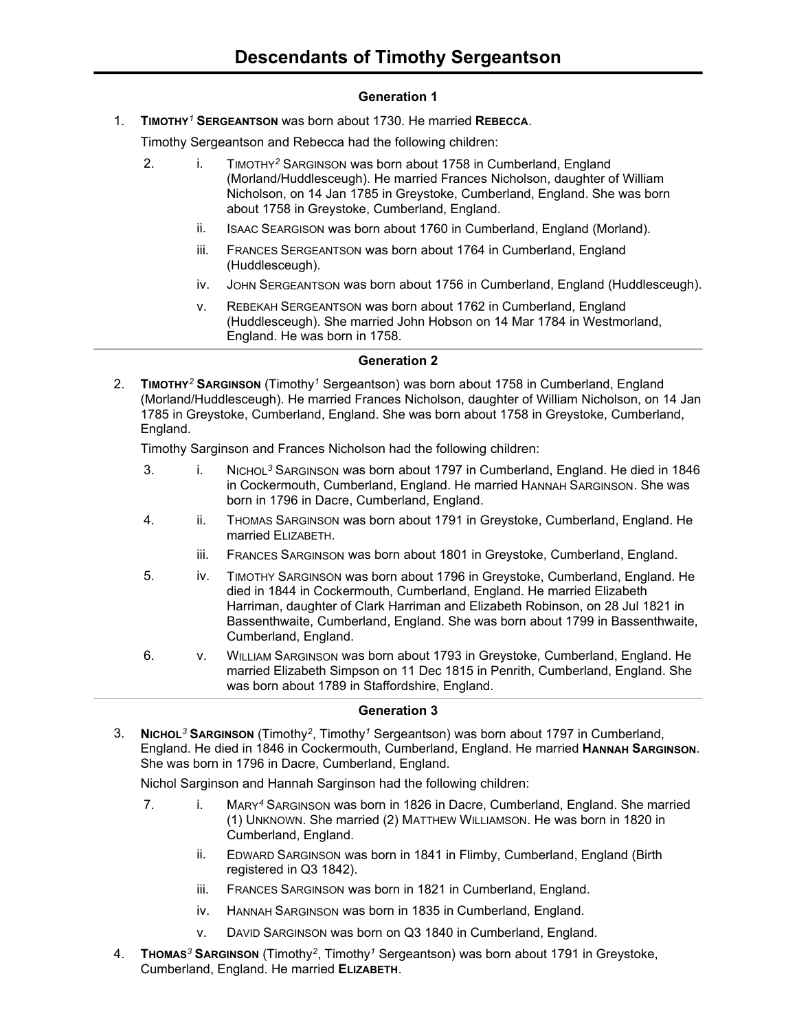# Descendants of Timothy Sergeantson

### Generation 1

1. **TIMOTHY[1] SERGEANTSON** was born about 1730. He married **REBECCA**.

   Timothy Sergeantson and Rebecca had the following children:

   2. i. TIMOTHY[2] SARGINSON was born about 1758 in Cumberland, England (Morland/Huddlesceugh). He married Frances Nicholson, daughter of William Nicholson, on 14 Jan 1785 in Greystoke, Cumberland, England. She was born about 1758 in Greystoke, Cumberland, England.

      ii. ISAAC SEARGISON was born about 1760 in Cumberland, England (Morland).

      iii. FRANCES SERGEANTSON was born about 1764 in Cumberland, England (Huddlesceugh).

      iv. JOHN SERGEANTSON was born about 1756 in Cumberland, England (Huddlesceugh).

      v. REBEKAH SERGEANTSON was born about 1762 in Cumberland, England (Huddlesceugh). She married John Hobson on 14 Mar 1784 in Westmorland, England. He was born in 1758.

### Generation 2

2. **TIMOTHY[2] SARGINSON** (Timothy[1] Sergeantson) was born about 1758 in Cumberland, England (Morland/Huddlesceugh). He married Frances Nicholson, daughter of William Nicholson, on 14 Jan 1785 in Greystoke, Cumberland, England. She was born about 1758 in Greystoke, Cumberland, England.

   Timothy Sarginson and Frances Nicholson had the following children:

   3. i. NICHOL[3] SARGINSON was born about 1797 in Cumberland, England. He died in 1846 in Cockermouth, Cumberland, England. He married HANNAH SARGINSON. She was born in 1796 in Dacre, Cumberland, England.

   4. ii. THOMAS SARGINSON was born about 1791 in Greystoke, Cumberland, England. He married ELIZABETH.

      iii. FRANCES SARGINSON was born about 1801 in Greystoke, Cumberland, England.

   5. iv. TIMOTHY SARGINSON was born about 1796 in Greystoke, Cumberland, England. He died in 1844 in Cockermouth, Cumberland, England. He married Elizabeth Harriman, daughter of Clark Harriman and Elizabeth Robinson, on 28 Jul 1821 in Bassenthwaite, Cumberland, England. She was born about 1799 in Bassenthwaite, Cumberland, England.

   6. v. WILLIAM SARGINSON was born about 1793 in Greystoke, Cumberland, England. He married Elizabeth Simpson on 11 Dec 1815 in Penrith, Cumberland, England. She was born about 1789 in Staffordshire, England.

### Generation 3

3. **NICHOL[3] SARGINSON** (Timothy[2], Timothy[1] Sergeantson) was born about 1797 in Cumberland, England. He died in 1846 in Cockermouth, Cumberland, England. He married **HANNAH SARGINSON**. She was born in 1796 in Dacre, Cumberland, England.

   Nichol Sarginson and Hannah Sarginson had the following children:

   7. i. MARY[4] SARGINSON was born in 1826 in Dacre, Cumberland, England. She married (1) UNKNOWN. She married (2) MATTHEW WILLIAMSON. He was born in 1820 in Cumberland, England.

      ii. EDWARD SARGINSON was born in 1841 in Flimby, Cumberland, England (Birth registered in Q3 1842).

      iii. FRANCES SARGINSON was born in 1821 in Cumberland, England.

      iv. HANNAH SARGINSON was born in 1835 in Cumberland, England.

      v. DAVID SARGINSON was born on Q3 1840 in Cumberland, England.

4. **THOMAS[3] SARGINSON** (Timothy[2], Timothy[1] Sergeantson) was born about 1791 in Greystoke, Cumberland, England. He married **ELIZABETH**.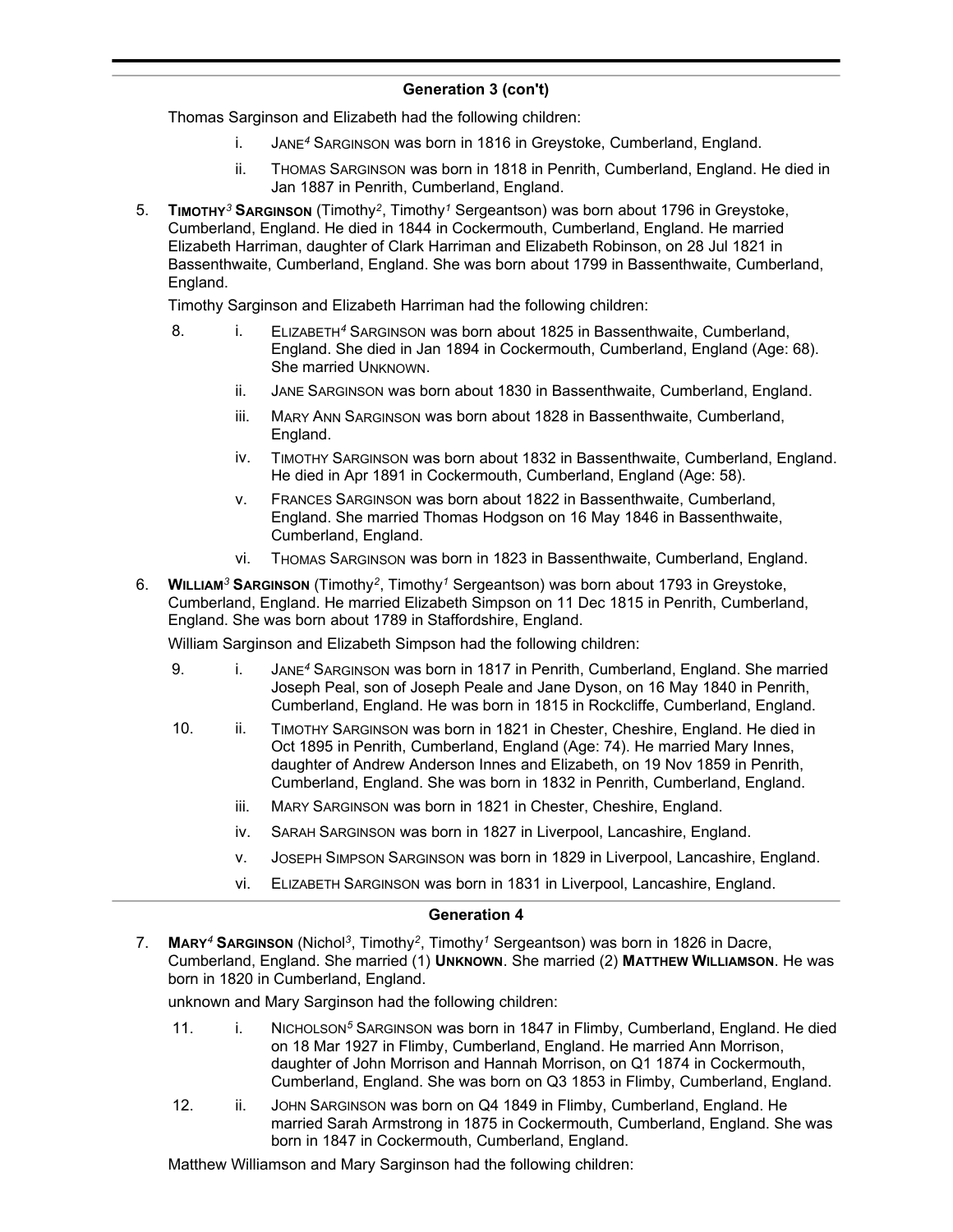## Generation 3 (con't)

Thomas Sarginson and Elizabeth had the following children:

- i. JANE[4] SARGINSON was born in 1816 in Greystoke, Cumberland, England.
- ii. THOMAS SARGINSON was born in 1818 in Penrith, Cumberland, England. He died in Jan 1887 in Penrith, Cumberland, England.

5. **TIMOTHY[3] SARGINSON** (Timothy[2], Timothy[1] Sergeantson) was born about 1796 in Greystoke, Cumberland, England. He died in 1844 in Cockermouth, Cumberland, England. He married Elizabeth Harriman, daughter of Clark Harriman and Elizabeth Robinson, on 28 Jul 1821 in Bassenthwaite, Cumberland, England. She was born about 1799 in Bassenthwaite, Cumberland, England.

   Timothy Sarginson and Elizabeth Harriman had the following children:

   - 8. i. ELIZABETH[4] SARGINSON was born about 1825 in Bassenthwaite, Cumberland, England. She died in Jan 1894 in Cockermouth, Cumberland, England (Age: 68). She married UNKNOWN.
   - ii. JANE SARGINSON was born about 1830 in Bassenthwaite, Cumberland, England.
   - iii. MARY ANN SARGINSON was born about 1828 in Bassenthwaite, Cumberland, England.
   - iv. TIMOTHY SARGINSON was born about 1832 in Bassenthwaite, Cumberland, England. He died in Apr 1891 in Cockermouth, Cumberland, England (Age: 58).
   - v. FRANCES SARGINSON was born about 1822 in Bassenthwaite, Cumberland, England. She married Thomas Hodgson on 16 May 1846 in Bassenthwaite, Cumberland, England.
   - vi. THOMAS SARGINSON was born in 1823 in Bassenthwaite, Cumberland, England.

6. **WILLIAM[3] SARGINSON** (Timothy[2], Timothy[1] Sergeantson) was born about 1793 in Greystoke, Cumberland, England. He married Elizabeth Simpson on 11 Dec 1815 in Penrith, Cumberland, England. She was born about 1789 in Staffordshire, England.

   William Sarginson and Elizabeth Simpson had the following children:

   - 9. i. JANE[4] SARGINSON was born in 1817 in Penrith, Cumberland, England. She married Joseph Peal, son of Joseph Peale and Jane Dyson, on 16 May 1840 in Penrith, Cumberland, England. He was born in 1815 in Rockcliffe, Cumberland, England.
   - 10. ii. TIMOTHY SARGINSON was born in 1821 in Chester, Cheshire, England. He died in Oct 1895 in Penrith, Cumberland, England (Age: 74). He married Mary Innes, daughter of Andrew Anderson Innes and Elizabeth, on 19 Nov 1859 in Penrith, Cumberland, England. She was born in 1832 in Penrith, Cumberland, England.
   - iii. MARY SARGINSON was born in 1821 in Chester, Cheshire, England.
   - iv. SARAH SARGINSON was born in 1827 in Liverpool, Lancashire, England.
   - v. JOSEPH SIMPSON SARGINSON was born in 1829 in Liverpool, Lancashire, England.
   - vi. ELIZABETH SARGINSON was born in 1831 in Liverpool, Lancashire, England.

## Generation 4

7. **MARY[4] SARGINSON** (Nichol[3], Timothy[2], Timothy[1] Sergeantson) was born in 1826 in Dacre, Cumberland, England. She married (1) **UNKNOWN**. She married (2) **MATTHEW WILLIAMSON**. He was born in 1820 in Cumberland, England.

   unknown and Mary Sarginson had the following children:

   - 11. i. NICHOLSON[5] SARGINSON was born in 1847 in Flimby, Cumberland, England. He died on 18 Mar 1927 in Flimby, Cumberland, England. He married Ann Morrison, daughter of John Morrison and Hannah Morrison, on Q1 1874 in Cockermouth, Cumberland, England. She was born on Q3 1853 in Flimby, Cumberland, England.
   - 12. ii. JOHN SARGINSON was born on Q4 1849 in Flimby, Cumberland, England. He married Sarah Armstrong in 1875 in Cockermouth, Cumberland, England. She was born in 1847 in Cockermouth, Cumberland, England.

   Matthew Williamson and Mary Sarginson had the following children: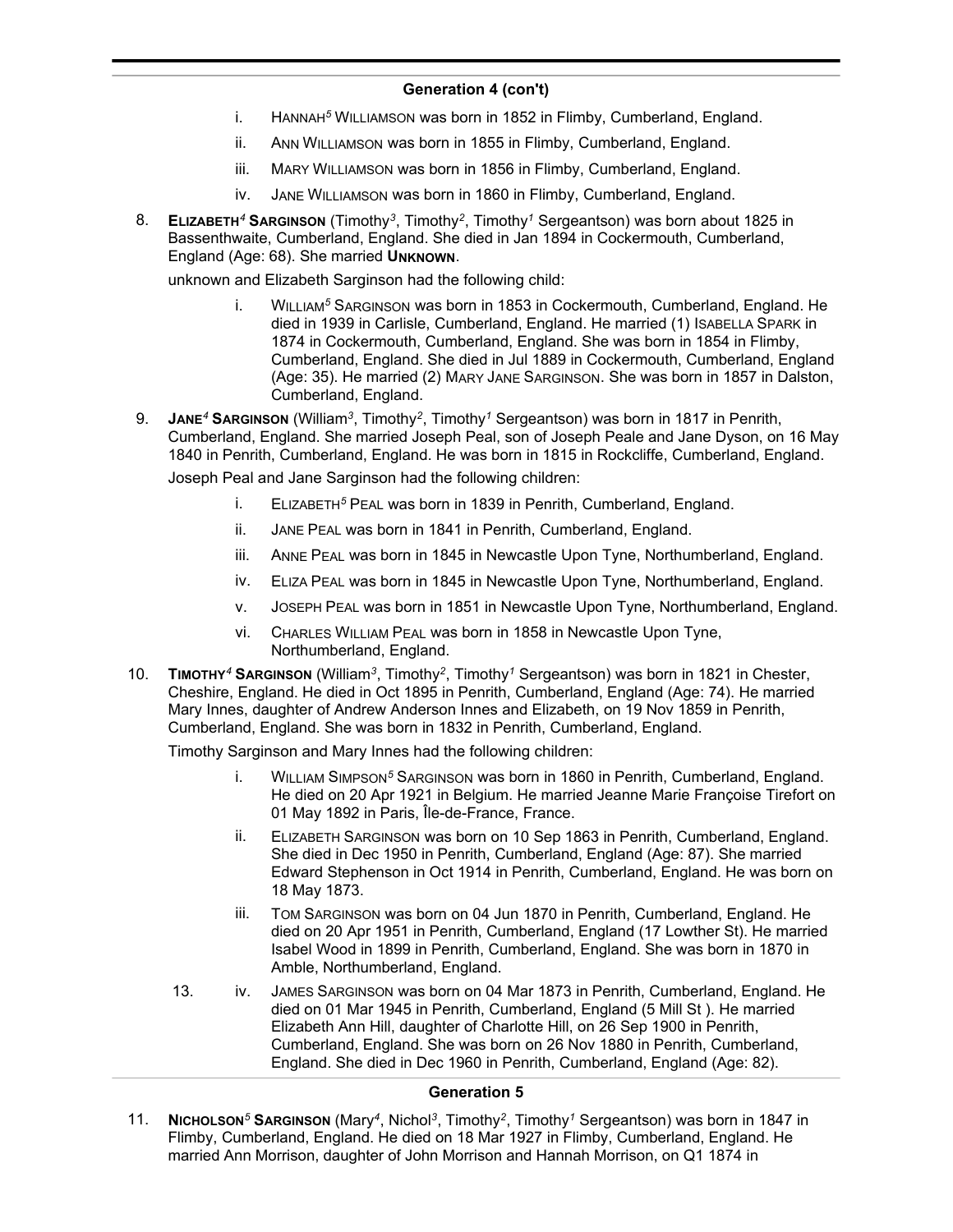## Generation 4 (con't)

- i. HANNAH[5] WILLIAMSON was born in 1852 in Flimby, Cumberland, England.
- ii. ANN WILLIAMSON was born in 1855 in Flimby, Cumberland, England.
- iii. MARY WILLIAMSON was born in 1856 in Flimby, Cumberland, England.
- iv. JANE WILLIAMSON was born in 1860 in Flimby, Cumberland, England.

8. **ELIZABETH[4] SARGINSON** (Timothy[3], Timothy[2], Timothy[1] Sergeantson) was born about 1825 in Bassenthwaite, Cumberland, England. She died in Jan 1894 in Cockermouth, Cumberland, England (Age: 68). She married **UNKNOWN**.

   unknown and Elizabeth Sarginson had the following child:

   - i. WILLIAM[5] SARGINSON was born in 1853 in Cockermouth, Cumberland, England. He died in 1939 in Carlisle, Cumberland, England. He married (1) ISABELLA SPARK in 1874 in Cockermouth, Cumberland, England. She was born in 1854 in Flimby, Cumberland, England. She died in Jul 1889 in Cockermouth, Cumberland, England (Age: 35). He married (2) MARY JANE SARGINSON. She was born in 1857 in Dalston, Cumberland, England.

9. **JANE[4] SARGINSON** (William[3], Timothy[2], Timothy[1] Sergeantson) was born in 1817 in Penrith, Cumberland, England. She married Joseph Peal, son of Joseph Peale and Jane Dyson, on 16 May 1840 in Penrith, Cumberland, England. He was born in 1815 in Rockcliffe, Cumberland, England.

   Joseph Peal and Jane Sarginson had the following children:

   - i. ELIZABETH[5] PEAL was born in 1839 in Penrith, Cumberland, England.
   - ii. JANE PEAL was born in 1841 in Penrith, Cumberland, England.
   - iii. ANNE PEAL was born in 1845 in Newcastle Upon Tyne, Northumberland, England.
   - iv. ELIZA PEAL was born in 1845 in Newcastle Upon Tyne, Northumberland, England.
   - v. JOSEPH PEAL was born in 1851 in Newcastle Upon Tyne, Northumberland, England.
   - vi. CHARLES WILLIAM PEAL was born in 1858 in Newcastle Upon Tyne, Northumberland, England.

10. **TIMOTHY[4] SARGINSON** (William[3], Timothy[2], Timothy[1] Sergeantson) was born in 1821 in Chester, Cheshire, England. He died in Oct 1895 in Penrith, Cumberland, England (Age: 74). He married Mary Innes, daughter of Andrew Anderson Innes and Elizabeth, on 19 Nov 1859 in Penrith, Cumberland, England. She was born in 1832 in Penrith, Cumberland, England.

    Timothy Sarginson and Mary Innes had the following children:

    - i. WILLIAM SIMPSON[5] SARGINSON was born in 1860 in Penrith, Cumberland, England. He died on 20 Apr 1921 in Belgium. He married Jeanne Marie Françoise Tirefort on 01 May 1892 in Paris, Île-de-France, France.
    - ii. ELIZABETH SARGINSON was born on 10 Sep 1863 in Penrith, Cumberland, England. She died in Dec 1950 in Penrith, Cumberland, England (Age: 87). She married Edward Stephenson in Oct 1914 in Penrith, Cumberland, England. He was born on 18 May 1873.
    - iii. TOM SARGINSON was born on 04 Jun 1870 in Penrith, Cumberland, England. He died on 20 Apr 1951 in Penrith, Cumberland, England (17 Lowther St). He married Isabel Wood in 1899 in Penrith, Cumberland, England. She was born in 1870 in Amble, Northumberland, England.
    - 13. iv. JAMES SARGINSON was born on 04 Mar 1873 in Penrith, Cumberland, England. He died on 01 Mar 1945 in Penrith, Cumberland, England (5 Mill St ). He married Elizabeth Ann Hill, daughter of Charlotte Hill, on 26 Sep 1900 in Penrith, Cumberland, England. She was born on 26 Nov 1880 in Penrith, Cumberland, England. She died in Dec 1960 in Penrith, Cumberland, England (Age: 82).

## Generation 5

11. **NICHOLSON[5] SARGINSON** (Mary[4], Nichol[3], Timothy[2], Timothy[1] Sergeantson) was born in 1847 in Flimby, Cumberland, England. He died on 18 Mar 1927 in Flimby, Cumberland, England. He married Ann Morrison, daughter of John Morrison and Hannah Morrison, on Q1 1874 in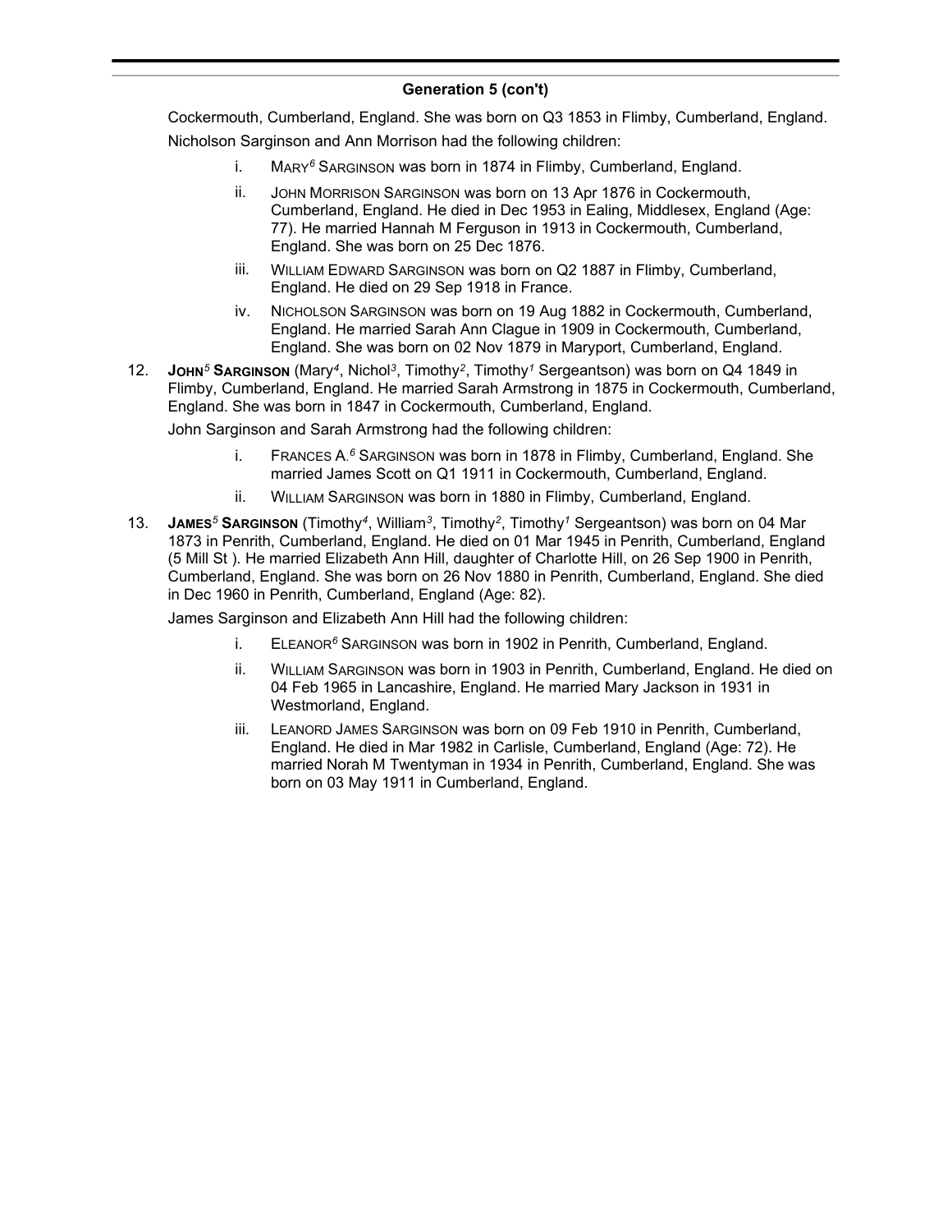## Generation 5 (con't)

Cockermouth, Cumberland, England. She was born on Q3 1853 in Flimby, Cumberland, England.

Nicholson Sarginson and Ann Morrison had the following children:

- i. MARY[6] SARGINSON was born in 1874 in Flimby, Cumberland, England.
- ii. JOHN MORRISON SARGINSON was born on 13 Apr 1876 in Cockermouth, Cumberland, England. He died in Dec 1953 in Ealing, Middlesex, England (Age: 77). He married Hannah M Ferguson in 1913 in Cockermouth, Cumberland, England. She was born on 25 Dec 1876.
- iii. WILLIAM EDWARD SARGINSON was born on Q2 1887 in Flimby, Cumberland, England. He died on 29 Sep 1918 in France.
- iv. NICHOLSON SARGINSON was born on 19 Aug 1882 in Cockermouth, Cumberland, England. He married Sarah Ann Clague in 1909 in Cockermouth, Cumberland, England. She was born on 02 Nov 1879 in Maryport, Cumberland, England.

12. **JOHN[5] SARGINSON** (Mary[4], Nichol[3], Timothy[2], Timothy[1] Sergeantson) was born on Q4 1849 in Flimby, Cumberland, England. He married Sarah Armstrong in 1875 in Cockermouth, Cumberland, England. She was born in 1847 in Cockermouth, Cumberland, England.

    John Sarginson and Sarah Armstrong had the following children:

    - i. FRANCES A.[6] SARGINSON was born in 1878 in Flimby, Cumberland, England. She married James Scott on Q1 1911 in Cockermouth, Cumberland, England.
    - ii. WILLIAM SARGINSON was born in 1880 in Flimby, Cumberland, England.

13. **JAMES[5] SARGINSON** (Timothy[4], William[3], Timothy[2], Timothy[1] Sergeantson) was born on 04 Mar 1873 in Penrith, Cumberland, England. He died on 01 Mar 1945 in Penrith, Cumberland, England (5 Mill St ). He married Elizabeth Ann Hill, daughter of Charlotte Hill, on 26 Sep 1900 in Penrith, Cumberland, England. She was born on 26 Nov 1880 in Penrith, Cumberland, England. She died in Dec 1960 in Penrith, Cumberland, England (Age: 82).

    James Sarginson and Elizabeth Ann Hill had the following children:

    - i. ELEANOR[6] SARGINSON was born in 1902 in Penrith, Cumberland, England.
    - ii. WILLIAM SARGINSON was born in 1903 in Penrith, Cumberland, England. He died on 04 Feb 1965 in Lancashire, England. He married Mary Jackson in 1931 in Westmorland, England.
    - iii. LEANORD JAMES SARGINSON was born on 09 Feb 1910 in Penrith, Cumberland, England. He died in Mar 1982 in Carlisle, Cumberland, England (Age: 72). He married Norah M Twentyman in 1934 in Penrith, Cumberland, England. She was born on 03 May 1911 in Cumberland, England.